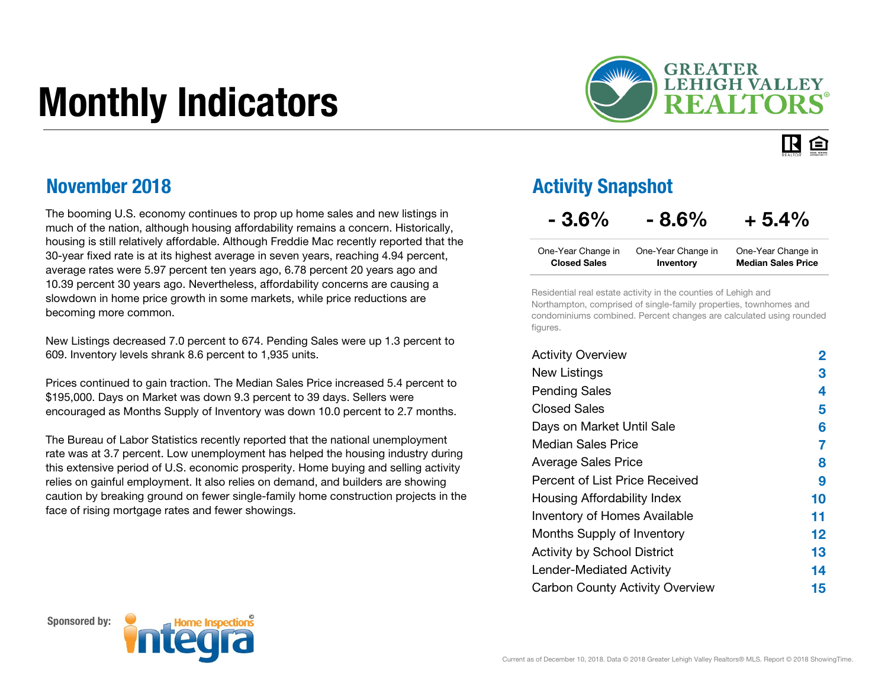# Monthly Indicators

GREATER LEHIGH VALLEY REALTORS®

## November 2018

The booming U.S. economy continues to prop up home sales and new listings in much of the nation, although housing affordability remains a concern. Historically, housing is still relatively affordable. Although Freddie Mac recently reported that the 30-year fixed rate is at its highest average in seven years, reaching 4.94 percent, average rates were 5.97 percent ten years ago, 6.78 percent 20 years ago and 10.39 percent 30 years ago. Nevertheless, affordability concerns are causing a slowdown in home price growth in some markets, while price reductions are becoming more common.

New Listings decreased 7.0 percent to 674. Pending Sales were up 1.3 percent to 609. Inventory levels shrank 8.6 percent to 1,935 units.

Prices continued to gain traction. The Median Sales Price increased 5.4 percent to $195,000. Days on Market was down 9.3 percent to 39 days. Sellers were encouraged as Months Supply of Inventory was down 10.0 percent to 2.7 months.

The Bureau of Labor Statistics recently reported that the national unemployment rate was at 3.7 percent. Low unemployment has helped the housing industry during this extensive period of U.S. economic prosperity. Home buying and selling activity relies on gainful employment. It also relies on demand, and builders are showing caution by breaking ground on fewer single-family home construction projects in the face of rising mortgage rates and fewer showings.

## Activity Snapshot

| - 3.6% | - 8.6% | + 5.4% |
|---|---|---|
| One-Year Change in **Closed Sales** | One-Year Change in **Inventory** | One-Year Change in **Median Sales Price** |

Residential real estate activity in the counties of Lehigh and Northampton, comprised of single-family properties, townhomes and condominiums combined. Percent changes are calculated using rounded figures.

| | |
|---|---|
| Activity Overview | 2 |
| New Listings | 3 |
| Pending Sales | 4 |
| Closed Sales | 5 |
| Days on Market Until Sale | 6 |
| Median Sales Price | 7 |
| Average Sales Price | 8 |
| Percent of List Price Received | 9 |
| Housing Affordability Index | 10 |
| Inventory of Homes Available | 11 |
| Months Supply of Inventory | 12 |
| Activity by School District | 13 |
| Lender-Mediated Activity | 14 |
| Carbon County Activity Overview | 15 |

Sponsored by: Integra Home Inspections

Current as of December 10, 2018. Data © 2018 Greater Lehigh Valley Realtors® MLS. Report © 2018 ShowingTime.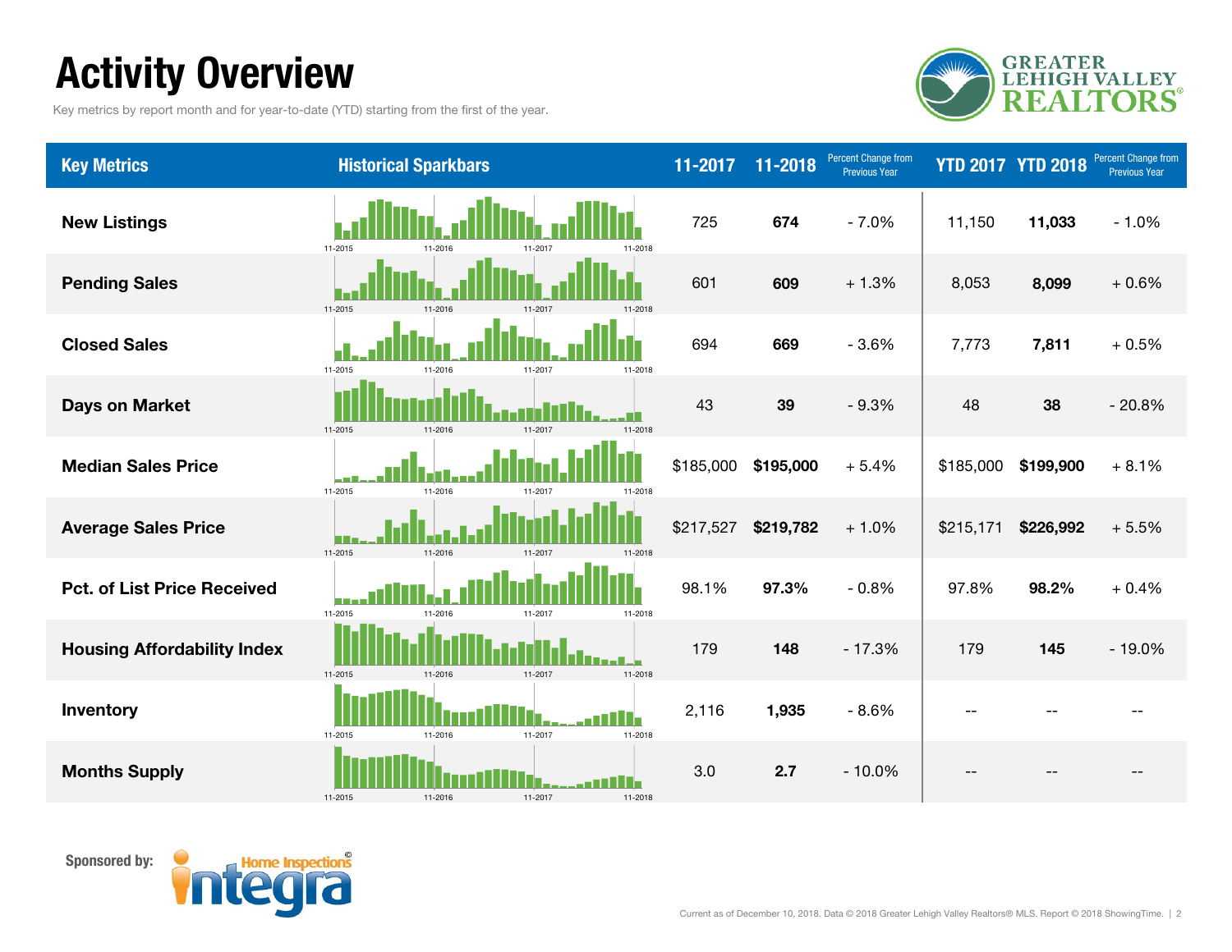# Activity Overview

Key metrics by report month and for year-to-date (YTD) starting from the first of the year.

GREATER LEHIGH VALLEY REALTORS®

| Key Metrics | Historical Sparkbars | 11-2017 | 11-2018 | Percent Change from Previous Year | YTD 2017 | YTD 2018 | Percent Change from Previous Year |
|---|---|---|---|---|---|---|---|
| New Listings | 11-2015 11-2016 11-2017 11-2018 | 725 | **674** | - 7.0% | 11,150 | **11,033** | - 1.0% |
| Pending Sales | 11-2015 11-2016 11-2017 11-2018 | 601 | **609** | + 1.3% | 8,053 | **8,099** | + 0.6% |
| Closed Sales | 11-2015 11-2016 11-2017 11-2018 | 694 | **669** | - 3.6% | 7,773 | **7,811** | + 0.5% |
| Days on Market | 11-2015 11-2016 11-2017 11-2018 | 43 | **39** | - 9.3% | 48 | **38** | - 20.8% |
| Median Sales Price | 11-2015 11-2016 11-2017 11-2018 | $185,000 | **$195,000** | + 5.4% | $185,000 | **$199,900** | + 8.1% |
| Average Sales Price | 11-2015 11-2016 11-2017 11-2018 | $217,527 | **$219,782** | + 1.0% | $215,171 | **$226,992** | + 5.5% |
| Pct. of List Price Received | 11-2015 11-2016 11-2017 11-2018 | 98.1% | **97.3%** | - 0.8% | 97.8% | **98.2%** | + 0.4% |
| Housing Affordability Index | 11-2015 11-2016 11-2017 11-2018 | 179 | **148** | - 17.3% | 179 | **145** | - 19.0% |
| Inventory | 11-2015 11-2016 11-2017 11-2018 | 2,116 | **1,935** | - 8.6% | -- | -- | -- |
| Months Supply | 11-2015 11-2016 11-2017 11-2018 | 3.0 | **2.7** | - 10.0% | -- | -- | -- |

Sponsored by: integra Home Inspections

Current as of December 10, 2018. Data © 2018 Greater Lehigh Valley Realtors® MLS. Report © 2018 ShowingTime.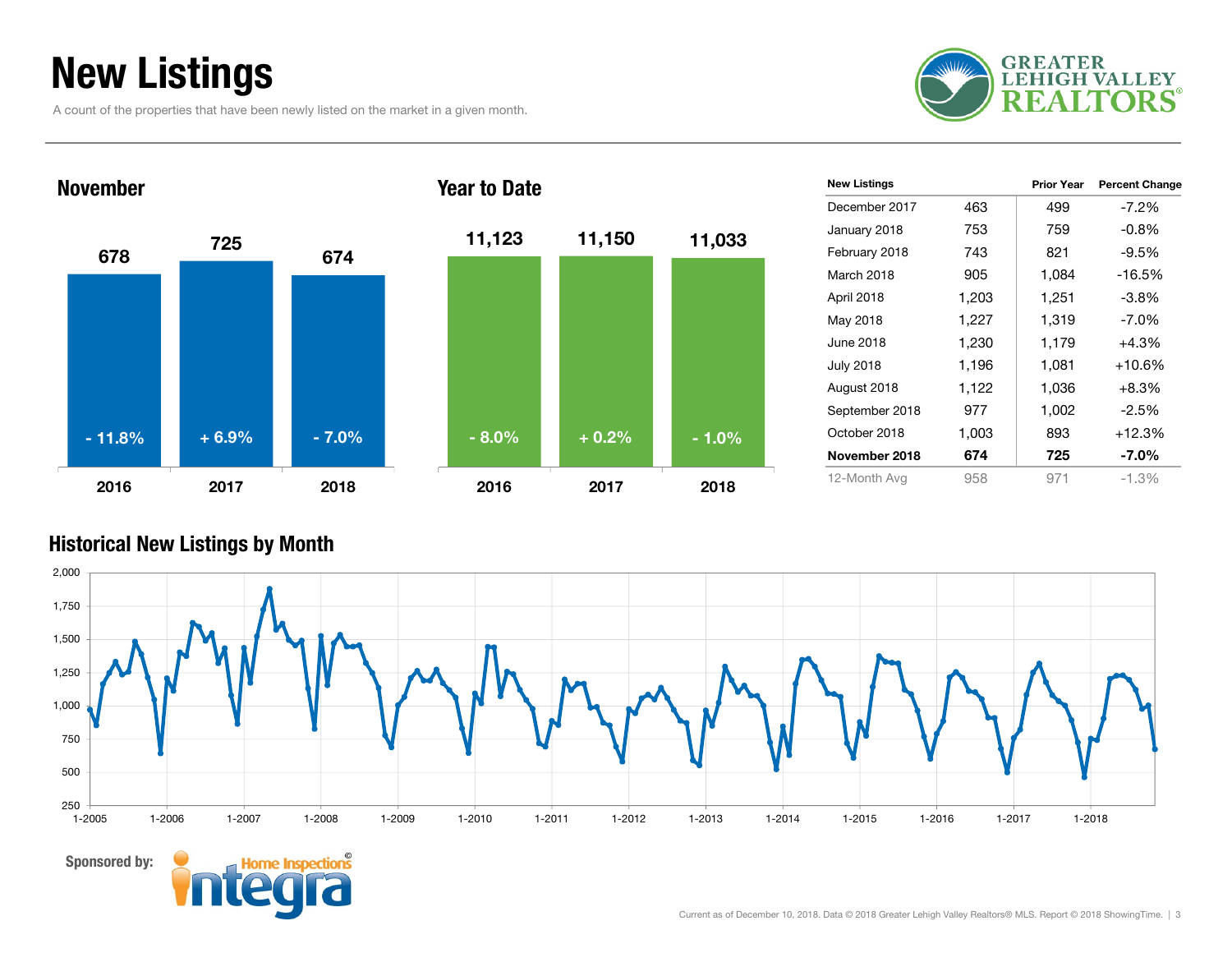# New Listings

A count of the properties that have been newly listed on the market in a given month.

GREATER LEHIGH VALLEY REALTORS®

## November

| Year | New Listings | Change |
|---|---|---|
| 2016 | 678 | - 11.8% |
| 2017 | 725 | + 6.9% |
| 2018 | 674 | - 7.0% |

## Year to Date

| Year | New Listings | Change |
|---|---|---|
| 2016 | 11,123 | - 8.0% |
| 2017 | 11,150 | + 0.2% |
| 2018 | 11,033 | - 1.0% |

| New Listings | | Prior Year | Percent Change |
|---|---|---|---|
| December 2017 | 463 | 499 | -7.2% |
| January 2018 | 753 | 759 | -0.8% |
| February 2018 | 743 | 821 | -9.5% |
| March 2018 | 905 | 1,084 | -16.5% |
| April 2018 | 1,203 | 1,251 | -3.8% |
| May 2018 | 1,227 | 1,319 | -7.0% |
| June 2018 | 1,230 | 1,179 | +4.3% |
| July 2018 | 1,196 | 1,081 | +10.6% |
| August 2018 | 1,122 | 1,036 | +8.3% |
| September 2018 | 977 | 1,002 | -2.5% |
| October 2018 | 1,003 | 893 | +12.3% |
| **November 2018** | **674** | **725** | **-7.0%** |
| 12-Month Avg | 958 | 971 | -1.3% |

## Historical New Listings by Month

Sponsored by: Integra Home Inspections

Current as of December 10, 2018. Data © 2018 Greater Lehigh Valley Realtors® MLS. Report © 2018 ShowingTime.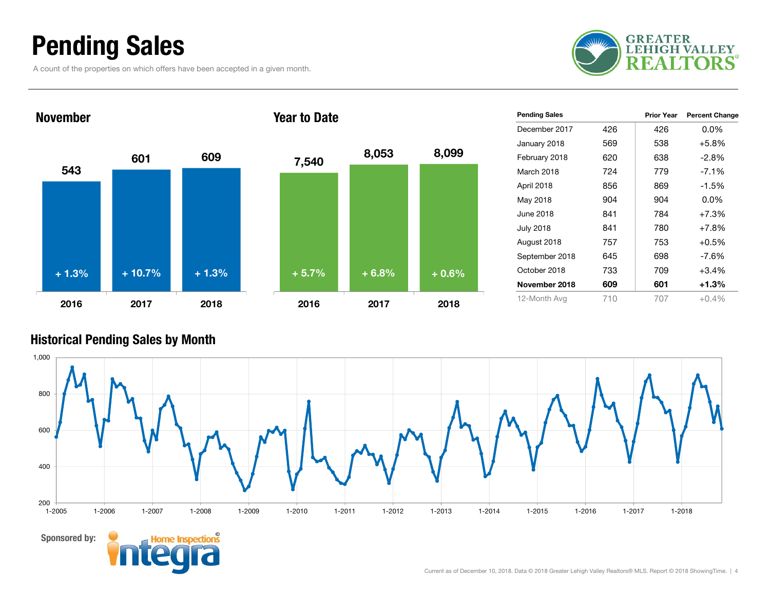# Pending Sales

A count of the properties on which offers have been accepted in a given month.

## November

| | 2016 | 2017 | 2018 |
|---|---|---|---|
| Pending Sales | 543 | 601 | 609 |
| Change | + 1.3% | + 10.7% | + 1.3% |

## Year to Date

| | 2016 | 2017 | 2018 |
|---|---|---|---|
| Pending Sales | 7,540 | 8,053 | 8,099 |
| Change | + 5.7% | + 6.8% | + 0.6% |

| Pending Sales | | Prior Year | Percent Change |
|---|---|---|---|
| December 2017 | 426 | 426 | 0.0% |
| January 2018 | 569 | 538 | +5.8% |
| February 2018 | 620 | 638 | -2.8% |
| March 2018 | 724 | 779 | -7.1% |
| April 2018 | 856 | 869 | -1.5% |
| May 2018 | 904 | 904 | 0.0% |
| June 2018 | 841 | 784 | +7.3% |
| July 2018 | 841 | 780 | +7.8% |
| August 2018 | 757 | 753 | +0.5% |
| September 2018 | 645 | 698 | -7.6% |
| October 2018 | 733 | 709 | +3.4% |
| **November 2018** | **609** | **601** | **+1.3%** |
| 12-Month Avg | 710 | 707 | +0.4% |

## Historical Pending Sales by Month

Sponsored by: Integra Home Inspections

Current as of December 10, 2018. Data © 2018 Greater Lehigh Valley Realtors® MLS. Report © 2018 ShowingTime.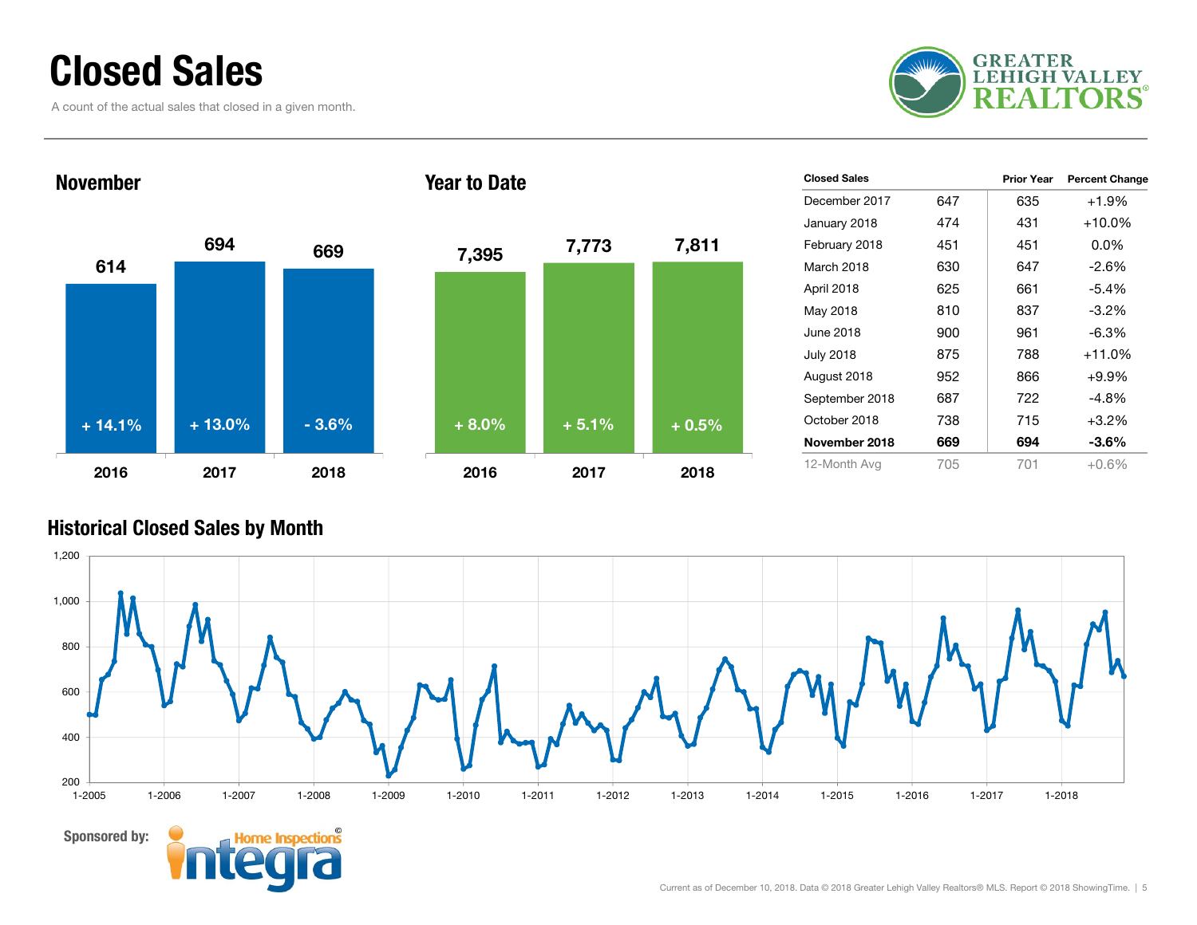# Closed Sales

A count of the actual sales that closed in a given month.

## November

| | 2016 | 2017 | 2018 |
|---|---|---|---|
| Closed Sales | 614 | 694 | 669 |
| Change | + 14.1% | + 13.0% | - 3.6% |

## Year to Date

| | 2016 | 2017 | 2018 |
|---|---|---|---|
| Closed Sales | 7,395 | 7,773 | 7,811 |
| Change | + 8.0% | + 5.1% | + 0.5% |

| Closed Sales | | Prior Year | Percent Change |
|---|---|---|---|
| December 2017 | 647 | 635 | +1.9% |
| January 2018 | 474 | 431 | +10.0% |
| February 2018 | 451 | 451 | 0.0% |
| March 2018 | 630 | 647 | -2.6% |
| April 2018 | 625 | 661 | -5.4% |
| May 2018 | 810 | 837 | -3.2% |
| June 2018 | 900 | 961 | -6.3% |
| July 2018 | 875 | 788 | +11.0% |
| August 2018 | 952 | 866 | +9.9% |
| September 2018 | 687 | 722 | -4.8% |
| October 2018 | 738 | 715 | +3.2% |
| **November 2018** | **669** | **694** | **-3.6%** |
| 12-Month Avg | 705 | 701 | +0.6% |

## Historical Closed Sales by Month

Sponsored by: Integra Home Inspections

Current as of December 10, 2018. Data © 2018 Greater Lehigh Valley Realtors® MLS. Report © 2018 ShowingTime.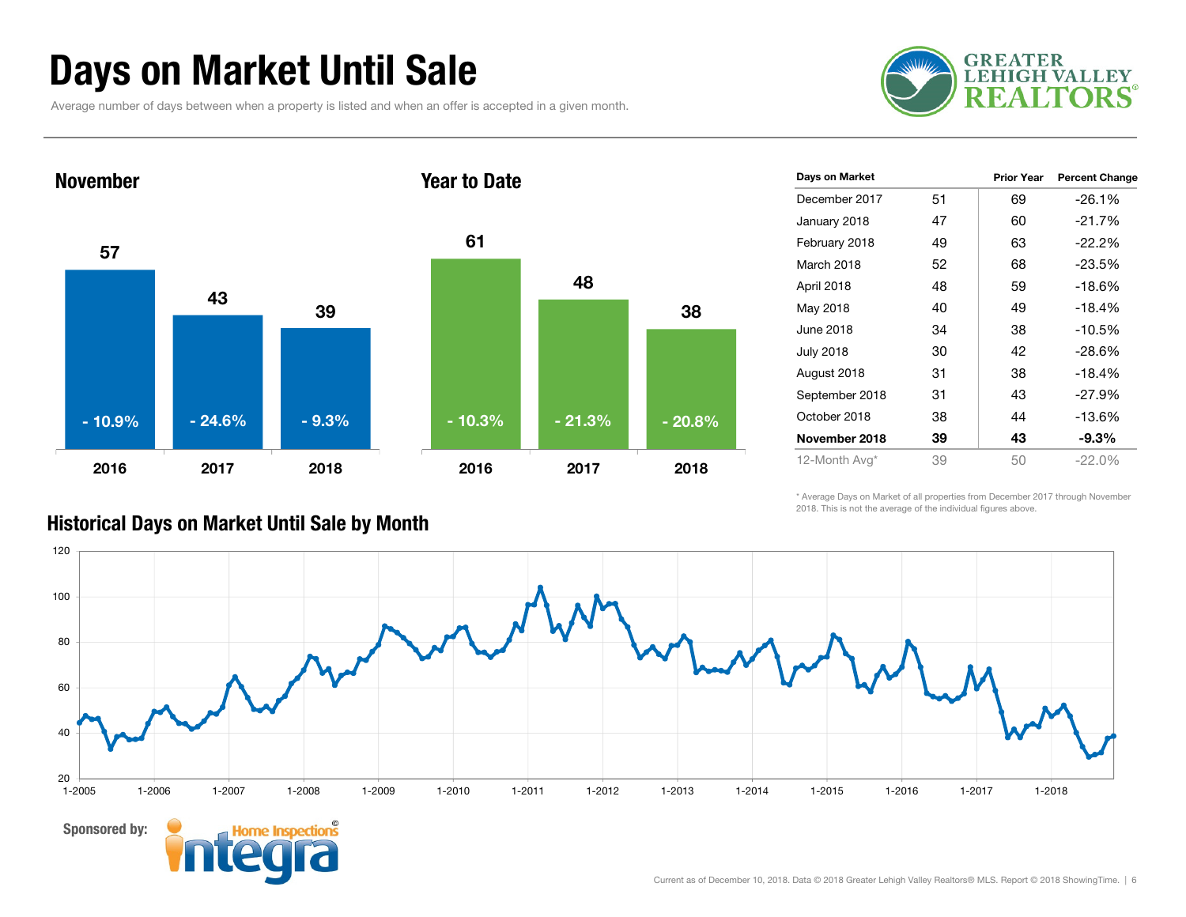# Days on Market Until Sale

Average number of days between when a property is listed and when an offer is accepted in a given month.

## November

| Year | Days | Change |
|---|---|---|
| 2016 | 57 | - 10.9% |
| 2017 | 43 | - 24.6% |
| 2018 | 39 | - 9.3% |

## Year to Date

| Year | Days | Change |
|---|---|---|
| 2016 | 61 | - 10.3% |
| 2017 | 48 | - 21.3% |
| 2018 | 38 | - 20.8% |

| Days on Market | | Prior Year | Percent Change |
|---|---|---|---|
| December 2017 | 51 | 69 | -26.1% |
| January 2018 | 47 | 60 | -21.7% |
| February 2018 | 49 | 63 | -22.2% |
| March 2018 | 52 | 68 | -23.5% |
| April 2018 | 48 | 59 | -18.6% |
| May 2018 | 40 | 49 | -18.4% |
| June 2018 | 34 | 38 | -10.5% |
| July 2018 | 30 | 42 | -28.6% |
| August 2018 | 31 | 38 | -18.4% |
| September 2018 | 31 | 43 | -27.9% |
| October 2018 | 38 | 44 | -13.6% |
| **November 2018** | **39** | **43** | **-9.3%** |
| 12-Month Avg* | 39 | 50 | -22.0% |

\* Average Days on Market of all properties from December 2017 through November 2018. This is not the average of the individual figures above.

## Historical Days on Market Until Sale by Month

Sponsored by: Integra Home Inspections

Current as of December 10, 2018. Data © 2018 Greater Lehigh Valley Realtors® MLS. Report © 2018 ShowingTime.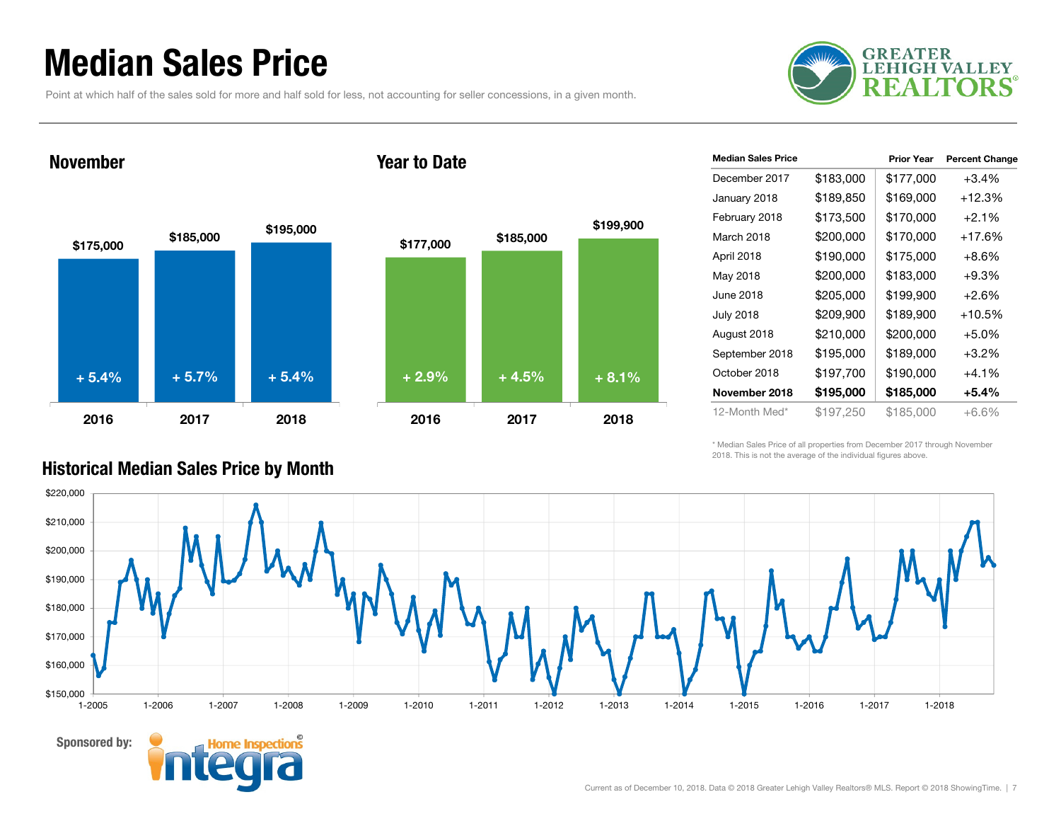# Median Sales Price

Point at which half of the sales sold for more and half sold for less, not accounting for seller concessions, in a given month.

GREATER LEHIGH VALLEY REALTORS®

## November

| | 2016 | 2017 | 2018 |
|---|---|---|---|
| Median Sales Price | $175,000 | $185,000 | $195,000 |
| Change | + 5.4% | + 5.7% | + 5.4% |

## Year to Date

| | 2016 | 2017 | 2018 |
|---|---|---|---|
| Median Sales Price | $177,000 | $185,000 | $199,900 |
| Change | + 2.9% | + 4.5% | + 8.1% |

| Median Sales Price | | Prior Year | Percent Change |
|---|---|---|---|
| December 2017 | $183,000 | $177,000 | +3.4% |
| January 2018 | $189,850 | $169,000 | +12.3% |
| February 2018 | $173,500 | $170,000 | +2.1% |
| March 2018 | $200,000 | $170,000 | +17.6% |
| April 2018 | $190,000 | $175,000 | +8.6% |
| May 2018 | $200,000 | $183,000 | +9.3% |
| June 2018 | $205,000 | $199,900 | +2.6% |
| July 2018 | $209,900 | $189,900 | +10.5% |
| August 2018 | $210,000 | $200,000 | +5.0% |
| September 2018 | $195,000 | $189,000 | +3.2% |
| October 2018 | $197,700 | $190,000 | +4.1% |
| **November 2018** | **$195,000** | **$185,000** | **+5.4%** |
| 12-Month Med* | $197,250 | $185,000 | +6.6% |

\* Median Sales Price of all properties from December 2017 through November 2018. This is not the average of the individual figures above.

## Historical Median Sales Price by Month

Sponsored by: Integra Home Inspections®

Current as of December 10, 2018. Data © 2018 Greater Lehigh Valley Realtors® MLS. Report © 2018 ShowingTime.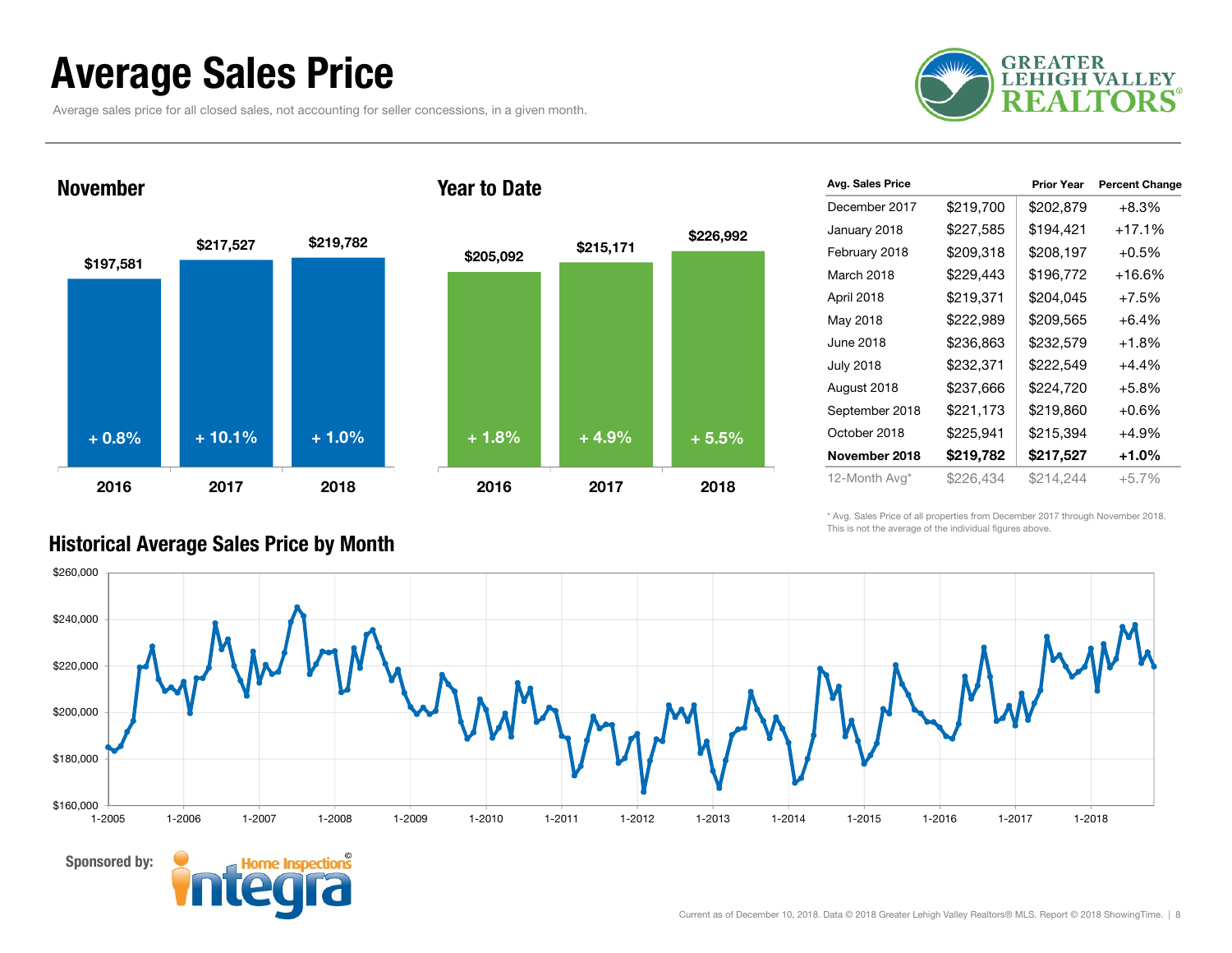# Average Sales Price

Average sales price for all closed sales, not accounting for seller concessions, in a given month.

GREATER LEHIGH VALLEY REALTORS®

## November

| Year | Avg. Sales Price | Change |
|---|---|---|
| 2016 | $197,581 | + 0.8% |
| 2017 | $217,527 | + 10.1% |
| 2018 | $219,782 | + 1.0% |

## Year to Date

| Year | Avg. Sales Price | Change |
|---|---|---|
| 2016 | $205,092 | + 1.8% |
| 2017 | $215,171 | + 4.9% |
| 2018 | $226,992 | + 5.5% |

| Avg. Sales Price | | Prior Year | Percent Change |
|---|---|---|---|
| December 2017 | $219,700 | $202,879 | +8.3% |
| January 2018 | $227,585 | $194,421 | +17.1% |
| February 2018 | $209,318 | $208,197 | +0.5% |
| March 2018 | $229,443 | $196,772 | +16.6% |
| April 2018 | $219,371 | $204,045 | +7.5% |
| May 2018 | $222,989 | $209,565 | +6.4% |
| June 2018 | $236,863 | $232,579 | +1.8% |
| July 2018 | $232,371 | $222,549 | +4.4% |
| August 2018 | $237,666 | $224,720 | +5.8% |
| September 2018 | $221,173 | $219,860 | +0.6% |
| October 2018 | $225,941 | $215,394 | +4.9% |
| **November 2018** | **$219,782** | **$217,527** | **+1.0%** |
| 12-Month Avg* | $226,434 | $214,244 | +5.7% |

\* Avg. Sales Price of all properties from December 2017 through November 2018. This is not the average of the individual figures above.

## Historical Average Sales Price by Month

Sponsored by: Home Inspections integra

Current as of December 10, 2018. Data © 2018 Greater Lehigh Valley Realtors® MLS. Report © 2018 ShowingTime.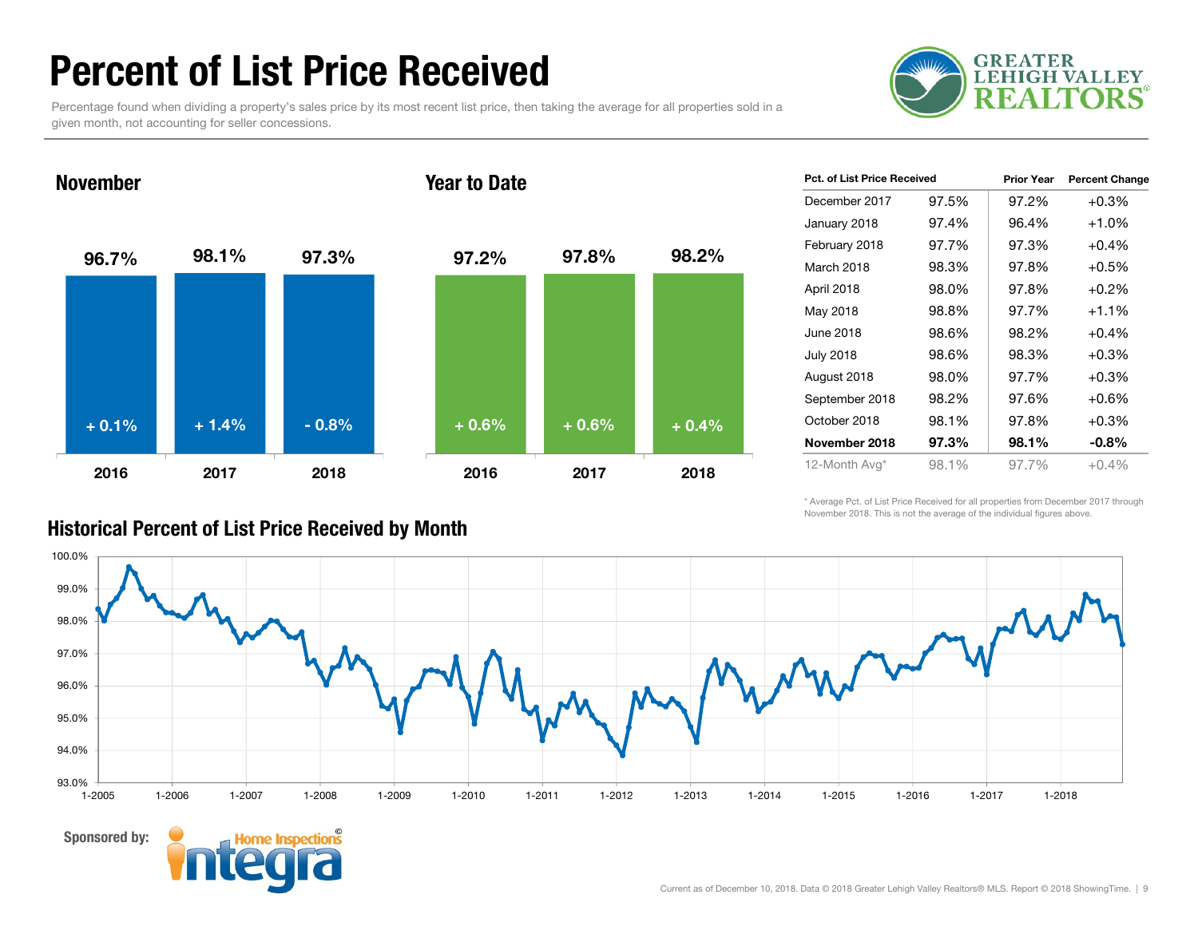# Percent of List Price Received

Percentage found when dividing a property's sales price by its most recent list price, then taking the average for all properties sold in a given month, not accounting for seller concessions.

GREATER LEHIGH VALLEY REALTORS®

## November

| Year | Percent of List Price Received | Change |
|---|---|---|
| 2016 | 96.7% | + 0.1% |
| 2017 | 98.1% | + 1.4% |
| 2018 | 97.3% | - 0.8% |

## Year to Date

| Year | Percent of List Price Received | Change |
|---|---|---|
| 2016 | 97.2% | + 0.6% |
| 2017 | 97.8% | + 0.6% |
| 2018 | 98.2% | + 0.4% |

| Pct. of List Price Received | | Prior Year | Percent Change |
|---|---|---|---|
| December 2017 | 97.5% | 97.2% | +0.3% |
| January 2018 | 97.4% | 96.4% | +1.0% |
| February 2018 | 97.7% | 97.3% | +0.4% |
| March 2018 | 98.3% | 97.8% | +0.5% |
| April 2018 | 98.0% | 97.8% | +0.2% |
| May 2018 | 98.8% | 97.7% | +1.1% |
| June 2018 | 98.6% | 98.2% | +0.4% |
| July 2018 | 98.6% | 98.3% | +0.3% |
| August 2018 | 98.0% | 97.7% | +0.3% |
| September 2018 | 98.2% | 97.6% | +0.6% |
| October 2018 | 98.1% | 97.8% | +0.3% |
| **November 2018** | **97.3%** | **98.1%** | **-0.8%** |
| 12-Month Avg* | 98.1% | 97.7% | +0.4% |

\* Average Pct. of List Price Received for all properties from December 2017 through November 2018. This is not the average of the individual figures above.

## Historical Percent of List Price Received by Month

Sponsored by: Integra Home Inspections©

Current as of December 10, 2018. Data © 2018 Greater Lehigh Valley Realtors® MLS. Report © 2018 ShowingTime.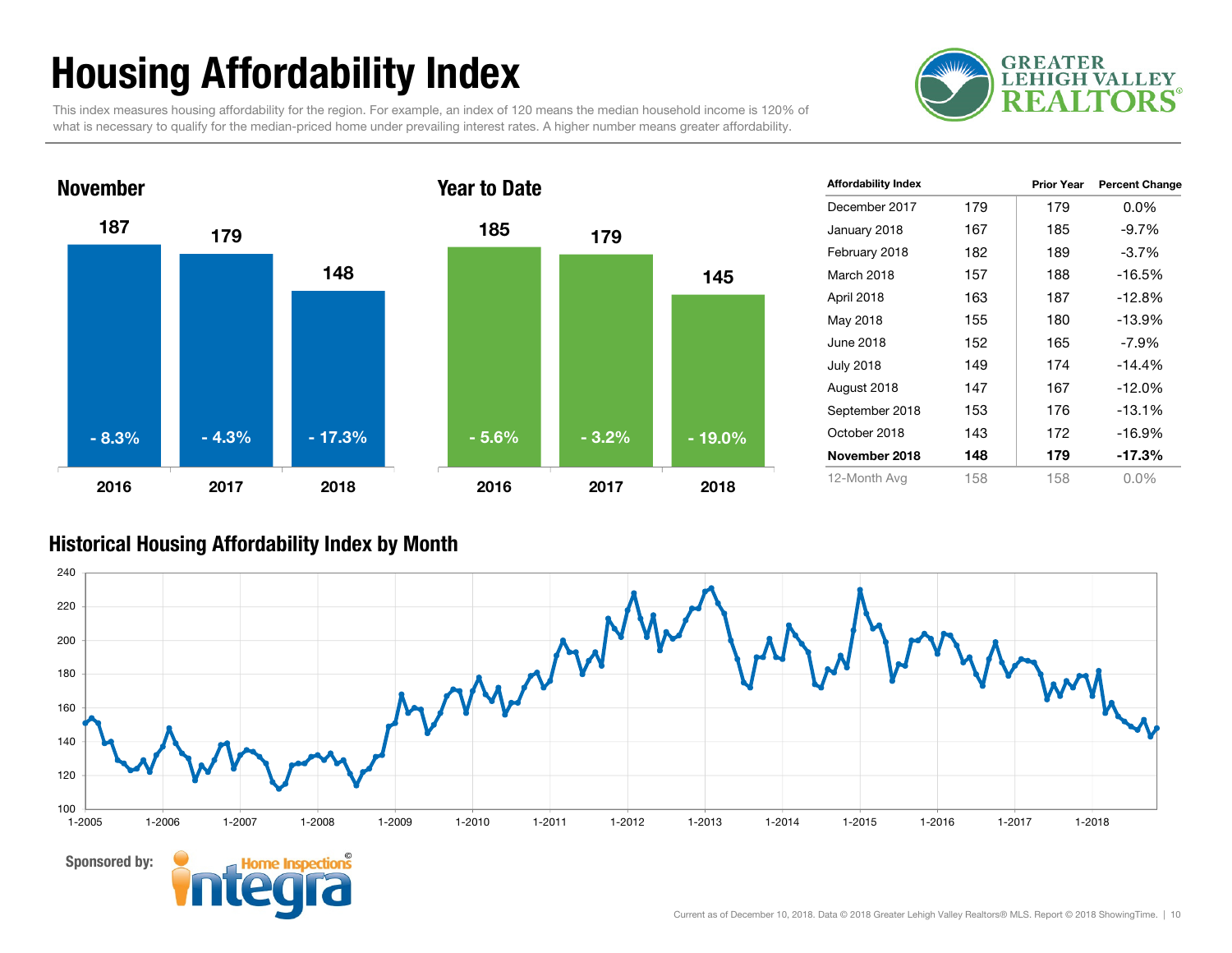# Housing Affordability Index

This index measures housing affordability for the region. For example, an index of 120 means the median household income is 120% of what is necessary to qualify for the median-priced home under prevailing interest rates. A higher number means greater affordability.

## November

| Year | Index | Change |
|---|---|---|
| 2016 | 187 | - 8.3% |
| 2017 | 179 | - 4.3% |
| 2018 | 148 | - 17.3% |

## Year to Date

| Year | Index | Change |
|---|---|---|
| 2016 | 185 | - 5.6% |
| 2017 | 179 | - 3.2% |
| 2018 | 145 | - 19.0% |

| Affordability Index | | Prior Year | Percent Change |
|---|---|---|---|
| December 2017 | 179 | 179 | 0.0% |
| January 2018 | 167 | 185 | -9.7% |
| February 2018 | 182 | 189 | -3.7% |
| March 2018 | 157 | 188 | -16.5% |
| April 2018 | 163 | 187 | -12.8% |
| May 2018 | 155 | 180 | -13.9% |
| June 2018 | 152 | 165 | -7.9% |
| July 2018 | 149 | 174 | -14.4% |
| August 2018 | 147 | 167 | -12.0% |
| September 2018 | 153 | 176 | -13.1% |
| October 2018 | 143 | 172 | -16.9% |
| **November 2018** | **148** | **179** | **-17.3%** |
| 12-Month Avg | 158 | 158 | 0.0% |

## Historical Housing Affordability Index by Month

Sponsored by: Integra Home Inspections

Current as of December 10, 2018. Data © 2018 Greater Lehigh Valley Realtors® MLS. Report © 2018 ShowingTime.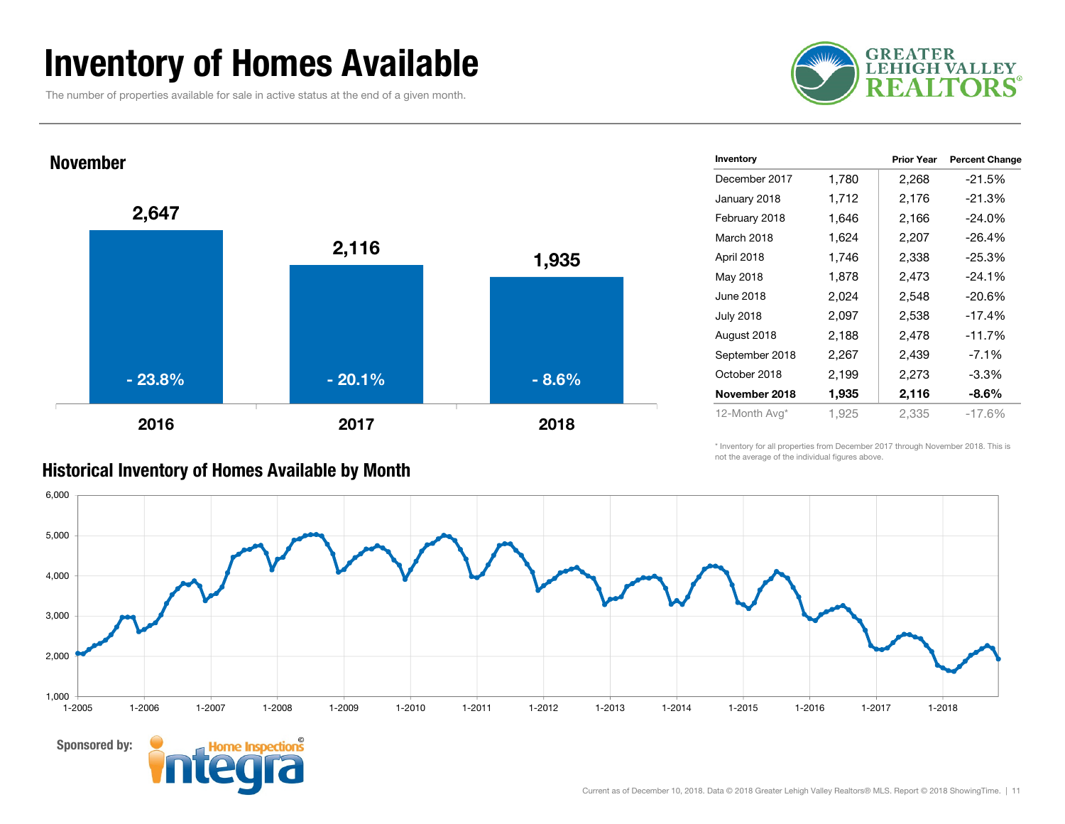# Inventory of Homes Available

The number of properties available for sale in active status at the end of a given month.

GREATER LEHIGH VALLEY REALTORS®

## November

| Year | Inventory | Percent Change |
|---|---|---|
| 2016 | 2,647 | - 23.8% |
| 2017 | 2,116 | - 20.1% |
| 2018 | 1,935 | - 8.6% |

| Inventory | | Prior Year | Percent Change |
|---|---|---|---|
| December 2017 | 1,780 | 2,268 | -21.5% |
| January 2018 | 1,712 | 2,176 | -21.3% |
| February 2018 | 1,646 | 2,166 | -24.0% |
| March 2018 | 1,624 | 2,207 | -26.4% |
| April 2018 | 1,746 | 2,338 | -25.3% |
| May 2018 | 1,878 | 2,473 | -24.1% |
| June 2018 | 2,024 | 2,548 | -20.6% |
| July 2018 | 2,097 | 2,538 | -17.4% |
| August 2018 | 2,188 | 2,478 | -11.7% |
| September 2018 | 2,267 | 2,439 | -7.1% |
| October 2018 | 2,199 | 2,273 | -3.3% |
| **November 2018** | **1,935** | **2,116** | **-8.6%** |
| 12-Month Avg* | 1,925 | 2,335 | -17.6% |

\* Inventory for all properties from December 2017 through November 2018. This is not the average of the individual figures above.

## Historical Inventory of Homes Available by Month

Sponsored by: Integra Home Inspections©

Current as of December 10, 2018. Data © 2018 Greater Lehigh Valley Realtors® MLS. Report © 2018 ShowingTime.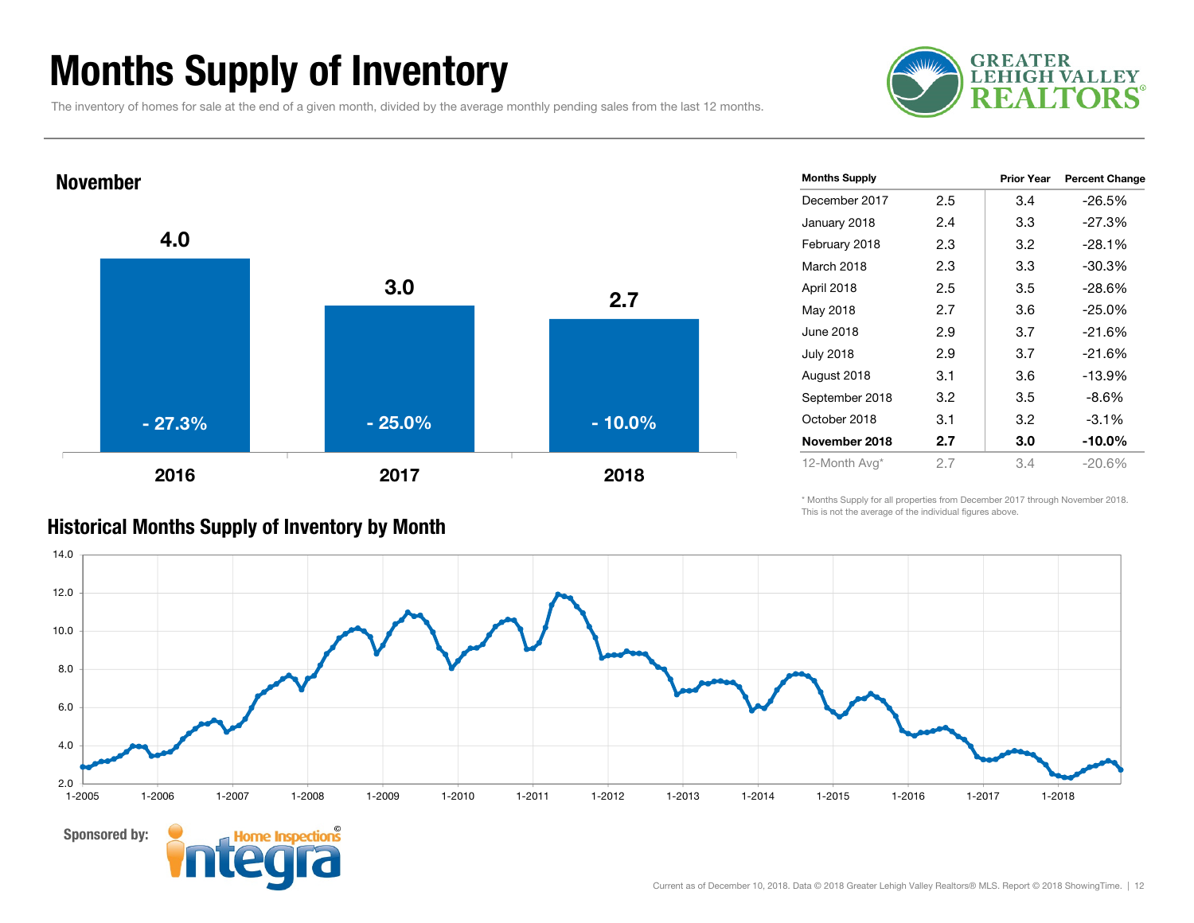# Months Supply of Inventory

The inventory of homes for sale at the end of a given month, divided by the average monthly pending sales from the last 12 months.

## November

| Year | Months Supply | Change |
|---|---|---|
| 2016 | 4.0 | - 27.3% |
| 2017 | 3.0 | - 25.0% |
| 2018 | 2.7 | - 10.0% |

| Months Supply | | Prior Year | Percent Change |
|---|---|---|---|
| December 2017 | 2.5 | 3.4 | -26.5% |
| January 2018 | 2.4 | 3.3 | -27.3% |
| February 2018 | 2.3 | 3.2 | -28.1% |
| March 2018 | 2.3 | 3.3 | -30.3% |
| April 2018 | 2.5 | 3.5 | -28.6% |
| May 2018 | 2.7 | 3.6 | -25.0% |
| June 2018 | 2.9 | 3.7 | -21.6% |
| July 2018 | 2.9 | 3.7 | -21.6% |
| August 2018 | 3.1 | 3.6 | -13.9% |
| September 2018 | 3.2 | 3.5 | -8.6% |
| October 2018 | 3.1 | 3.2 | -3.1% |
| **November 2018** | **2.7** | **3.0** | **-10.0%** |
| 12-Month Avg* | 2.7 | 3.4 | -20.6% |

\* Months Supply for all properties from December 2017 through November 2018. This is not the average of the individual figures above.

## Historical Months Supply of Inventory by Month

Sponsored by: Integra Home Inspections

Current as of December 10, 2018. Data © 2018 Greater Lehigh Valley Realtors® MLS. Report © 2018 ShowingTime.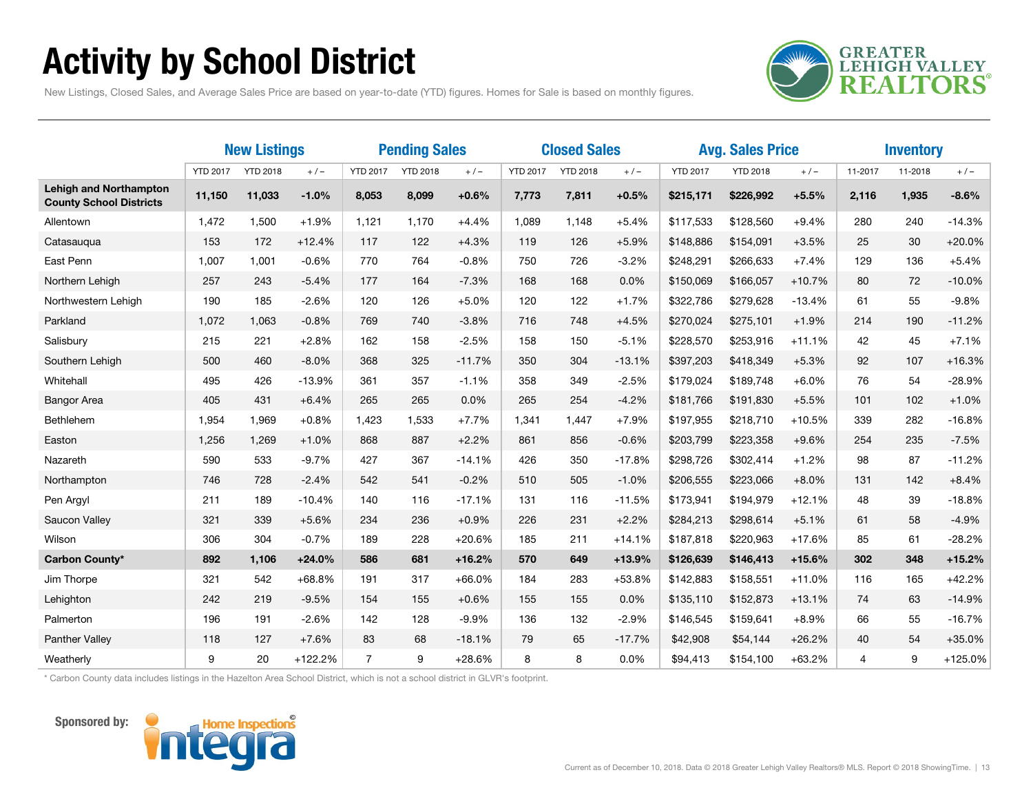# Activity by School District

New Listings, Closed Sales, and Average Sales Price are based on year-to-date (YTD) figures. Homes for Sale is based on monthly figures.

| | New Listings | | | Pending Sales | | | Closed Sales | | | Avg. Sales Price | | | Inventory | | |
|---|---|---|---|---|---|---|---|---|---|---|---|---|---|---|---|
| | YTD 2017 | YTD 2018 | + / – | YTD 2017 | YTD 2018 | + / – | YTD 2017 | YTD 2018 | + / – | YTD 2017 | YTD 2018 | + / – | 11-2017 | 11-2018 | + / – |
| **Lehigh and Northampton County School Districts** | **11,150** | **11,033** | **-1.0%** | **8,053** | **8,099** | **+0.6%** | **7,773** | **7,811** | **+0.5%** | **$215,171** | **$226,992** | **+5.5%** | **2,116** | **1,935** | **-8.6%** |
| Allentown | 1,472 | 1,500 | +1.9% | 1,121 | 1,170 | +4.4% | 1,089 | 1,148 | +5.4% | $117,533 | $128,560 | +9.4% | 280 | 240 | -14.3% |
| Catasauqua | 153 | 172 | +12.4% | 117 | 122 | +4.3% | 119 | 126 | +5.9% | $148,886 | $154,091 | +3.5% | 25 | 30 | +20.0% |
| East Penn | 1,007 | 1,001 | -0.6% | 770 | 764 | -0.8% | 750 | 726 | -3.2% | $248,291 | $266,633 | +7.4% | 129 | 136 | +5.4% |
| Northern Lehigh | 257 | 243 | -5.4% | 177 | 164 | -7.3% | 168 | 168 | 0.0% | $150,069 | $166,057 | +10.7% | 80 | 72 | -10.0% |
| Northwestern Lehigh | 190 | 185 | -2.6% | 120 | 126 | +5.0% | 120 | 122 | +1.7% | $322,786 | $279,628 | -13.4% | 61 | 55 | -9.8% |
| Parkland | 1,072 | 1,063 | -0.8% | 769 | 740 | -3.8% | 716 | 748 | +4.5% | $270,024 | $275,101 | +1.9% | 214 | 190 | -11.2% |
| Salisbury | 215 | 221 | +2.8% | 162 | 158 | -2.5% | 158 | 150 | -5.1% | $228,570 | $253,916 | +11.1% | 42 | 45 | +7.1% |
| Southern Lehigh | 500 | 460 | -8.0% | 368 | 325 | -11.7% | 350 | 304 | -13.1% | $397,203 | $418,349 | +5.3% | 92 | 107 | +16.3% |
| Whitehall | 495 | 426 | -13.9% | 361 | 357 | -1.1% | 358 | 349 | -2.5% | $179,024 | $189,748 | +6.0% | 76 | 54 | -28.9% |
| Bangor Area | 405 | 431 | +6.4% | 265 | 265 | 0.0% | 265 | 254 | -4.2% | $181,766 | $191,830 | +5.5% | 101 | 102 | +1.0% |
| Bethlehem | 1,954 | 1,969 | +0.8% | 1,423 | 1,533 | +7.7% | 1,341 | 1,447 | +7.9% | $197,955 | $218,710 | +10.5% | 339 | 282 | -16.8% |
| Easton | 1,256 | 1,269 | +1.0% | 868 | 887 | +2.2% | 861 | 856 | -0.6% | $203,799 | $223,358 | +9.6% | 254 | 235 | -7.5% |
| Nazareth | 590 | 533 | -9.7% | 427 | 367 | -14.1% | 426 | 350 | -17.8% | $298,726 | $302,414 | +1.2% | 98 | 87 | -11.2% |
| Northampton | 746 | 728 | -2.4% | 542 | 541 | -0.2% | 510 | 505 | -1.0% | $206,555 | $223,066 | +8.0% | 131 | 142 | +8.4% |
| Pen Argyl | 211 | 189 | -10.4% | 140 | 116 | -17.1% | 131 | 116 | -11.5% | $173,941 | $194,979 | +12.1% | 48 | 39 | -18.8% |
| Saucon Valley | 321 | 339 | +5.6% | 234 | 236 | +0.9% | 226 | 231 | +2.2% | $284,213 | $298,614 | +5.1% | 61 | 58 | -4.9% |
| Wilson | 306 | 304 | -0.7% | 189 | 228 | +20.6% | 185 | 211 | +14.1% | $187,818 | $220,963 | +17.6% | 85 | 61 | -28.2% |
| **Carbon County*** | **892** | **1,106** | **+24.0%** | **586** | **681** | **+16.2%** | **570** | **649** | **+13.9%** | **$126,639** | **$146,413** | **+15.6%** | **302** | **348** | **+15.2%** |
| Jim Thorpe | 321 | 542 | +68.8% | 191 | 317 | +66.0% | 184 | 283 | +53.8% | $142,883 | $158,551 | +11.0% | 116 | 165 | +42.2% |
| Lehighton | 242 | 219 | -9.5% | 154 | 155 | +0.6% | 155 | 155 | 0.0% | $135,110 | $152,873 | +13.1% | 74 | 63 | -14.9% |
| Palmerton | 196 | 191 | -2.6% | 142 | 128 | -9.9% | 136 | 132 | -2.9% | $146,545 | $159,641 | +8.9% | 66 | 55 | -16.7% |
| Panther Valley | 118 | 127 | +7.6% | 83 | 68 | -18.1% | 79 | 65 | -17.7% | $42,908 | $54,144 | +26.2% | 40 | 54 | +35.0% |
| Weatherly | 9 | 20 | +122.2% | 7 | 9 | +28.6% | 8 | 8 | 0.0% | $94,413 | $154,100 | +63.2% | 4 | 9 | +125.0% |

* Carbon County data includes listings in the Hazelton Area School District, which is not a school district in GLVR's footprint.

**Sponsored by:** Home Inspections integra

Current as of December 10, 2018. Data © 2018 Greater Lehigh Valley Realtors® MLS. Report © 2018 ShowingTime.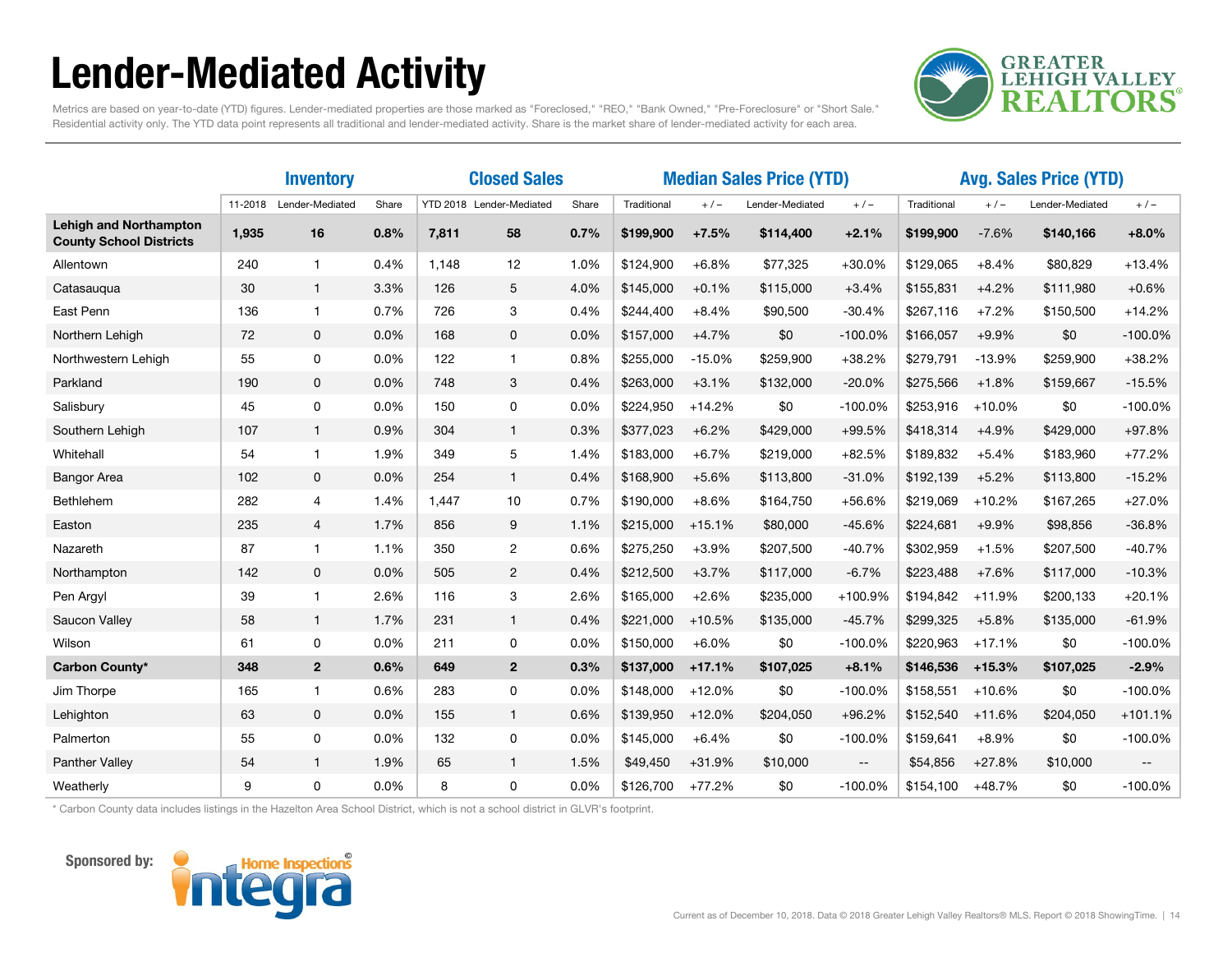# Lender-Mediated Activity

Metrics are based on year-to-date (YTD) figures. Lender-mediated properties are those marked as "Foreclosed," "REO," "Bank Owned," "Pre-Foreclosure" or "Short Sale." Residential activity only. The YTD data point represents all traditional and lender-mediated activity. Share is the market share of lender-mediated activity for each area.

| | Inventory | | | Closed Sales | | | Median Sales Price (YTD) | | | | Avg. Sales Price (YTD) | | | |
|---|---|---|---|---|---|---|---|---|---|---|---|---|---|---|
| | 11-2018 | Lender-Mediated | Share | YTD 2018 | Lender-Mediated | Share | Traditional | + / – | Lender-Mediated | + / – | Traditional | + / – | Lender-Mediated | + / – |
| **Lehigh and Northampton County School Districts** | **1,935** | **16** | **0.8%** | **7,811** | **58** | **0.7%** | **$199,900** | **+7.5%** | **$114,400** | **+2.1%** | **$199,900** | -7.6% | **$140,166** | **+8.0%** |
| Allentown | 240 | 1 | 0.4% | 1,148 | 12 | 1.0% | $124,900 | +6.8% | $77,325 | +30.0% | $129,065 | +8.4% | $80,829 | +13.4% |
| Catasauqua | 30 | 1 | 3.3% | 126 | 5 | 4.0% | $145,000 | +0.1% | $115,000 | +3.4% | $155,831 | +4.2% | $111,980 | +0.6% |
| East Penn | 136 | 1 | 0.7% | 726 | 3 | 0.4% | $244,400 | +8.4% | $90,500 | -30.4% | $267,116 | +7.2% | $150,500 | +14.2% |
| Northern Lehigh | 72 | 0 | 0.0% | 168 | 0 | 0.0% | $157,000 | +4.7% | $0 | -100.0% | $166,057 | +9.9% | $0 | -100.0% |
| Northwestern Lehigh | 55 | 0 | 0.0% | 122 | 1 | 0.8% | $255,000 | -15.0% | $259,900 | +38.2% | $279,791 | -13.9% | $259,900 | +38.2% |
| Parkland | 190 | 0 | 0.0% | 748 | 3 | 0.4% | $263,000 | +3.1% | $132,000 | -20.0% | $275,566 | +1.8% | $159,667 | -15.5% |
| Salisbury | 45 | 0 | 0.0% | 150 | 0 | 0.0% | $224,950 | +14.2% | $0 | -100.0% | $253,916 | +10.0% | $0 | -100.0% |
| Southern Lehigh | 107 | 1 | 0.9% | 304 | 1 | 0.3% | $377,023 | +6.2% | $429,000 | +99.5% | $418,314 | +4.9% | $429,000 | +97.8% |
| Whitehall | 54 | 1 | 1.9% | 349 | 5 | 1.4% | $183,000 | +6.7% | $219,000 | +82.5% | $189,832 | +5.4% | $183,960 | +77.2% |
| Bangor Area | 102 | 0 | 0.0% | 254 | 1 | 0.4% | $168,900 | +5.6% | $113,800 | -31.0% | $192,139 | +5.2% | $113,800 | -15.2% |
| Bethlehem | 282 | 4 | 1.4% | 1,447 | 10 | 0.7% | $190,000 | +8.6% | $164,750 | +56.6% | $219,069 | +10.2% | $167,265 | +27.0% |
| Easton | 235 | 4 | 1.7% | 856 | 9 | 1.1% | $215,000 | +15.1% | $80,000 | -45.6% | $224,681 | +9.9% | $98,856 | -36.8% |
| Nazareth | 87 | 1 | 1.1% | 350 | 2 | 0.6% | $275,250 | +3.9% | $207,500 | -40.7% | $302,959 | +1.5% | $207,500 | -40.7% |
| Northampton | 142 | 0 | 0.0% | 505 | 2 | 0.4% | $212,500 | +3.7% | $117,000 | -6.7% | $223,488 | +7.6% | $117,000 | -10.3% |
| Pen Argyl | 39 | 1 | 2.6% | 116 | 3 | 2.6% | $165,000 | +2.6% | $235,000 | +100.9% | $194,842 | +11.9% | $200,133 | +20.1% |
| Saucon Valley | 58 | 1 | 1.7% | 231 | 1 | 0.4% | $221,000 | +10.5% | $135,000 | -45.7% | $299,325 | +5.8% | $135,000 | -61.9% |
| Wilson | 61 | 0 | 0.0% | 211 | 0 | 0.0% | $150,000 | +6.0% | $0 | -100.0% | $220,963 | +17.1% | $0 | -100.0% |
| **Carbon County*** | **348** | **2** | **0.6%** | **649** | **2** | **0.3%** | **$137,000** | **+17.1%** | **$107,025** | **+8.1%** | **$146,536** | **+15.3%** | **$107,025** | **-2.9%** |
| Jim Thorpe | 165 | 1 | 0.6% | 283 | 0 | 0.0% | $148,000 | +12.0% | $0 | -100.0% | $158,551 | +10.6% | $0 | -100.0% |
| Lehighton | 63 | 0 | 0.0% | 155 | 1 | 0.6% | $139,950 | +12.0% | $204,050 | +96.2% | $152,540 | +11.6% | $204,050 | +101.1% |
| Palmerton | 55 | 0 | 0.0% | 132 | 0 | 0.0% | $145,000 | +6.4% | $0 | -100.0% | $159,641 | +8.9% | $0 | -100.0% |
| Panther Valley | 54 | 1 | 1.9% | 65 | 1 | 1.5% | $49,450 | +31.9% | $10,000 | -- | $54,856 | +27.8% | $10,000 | -- |
| Weatherly | 9 | 0 | 0.0% | 8 | 0 | 0.0% | $126,700 | +77.2% | $0 | -100.0% | $154,100 | +48.7% | $0 | -100.0% |

* Carbon County data includes listings in the Hazelton Area School District, which is not a school district in GLVR's footprint.

Sponsored by: Integra Home Inspections

Current as of December 10, 2018. Data © 2018 Greater Lehigh Valley Realtors® MLS. Report © 2018 ShowingTime.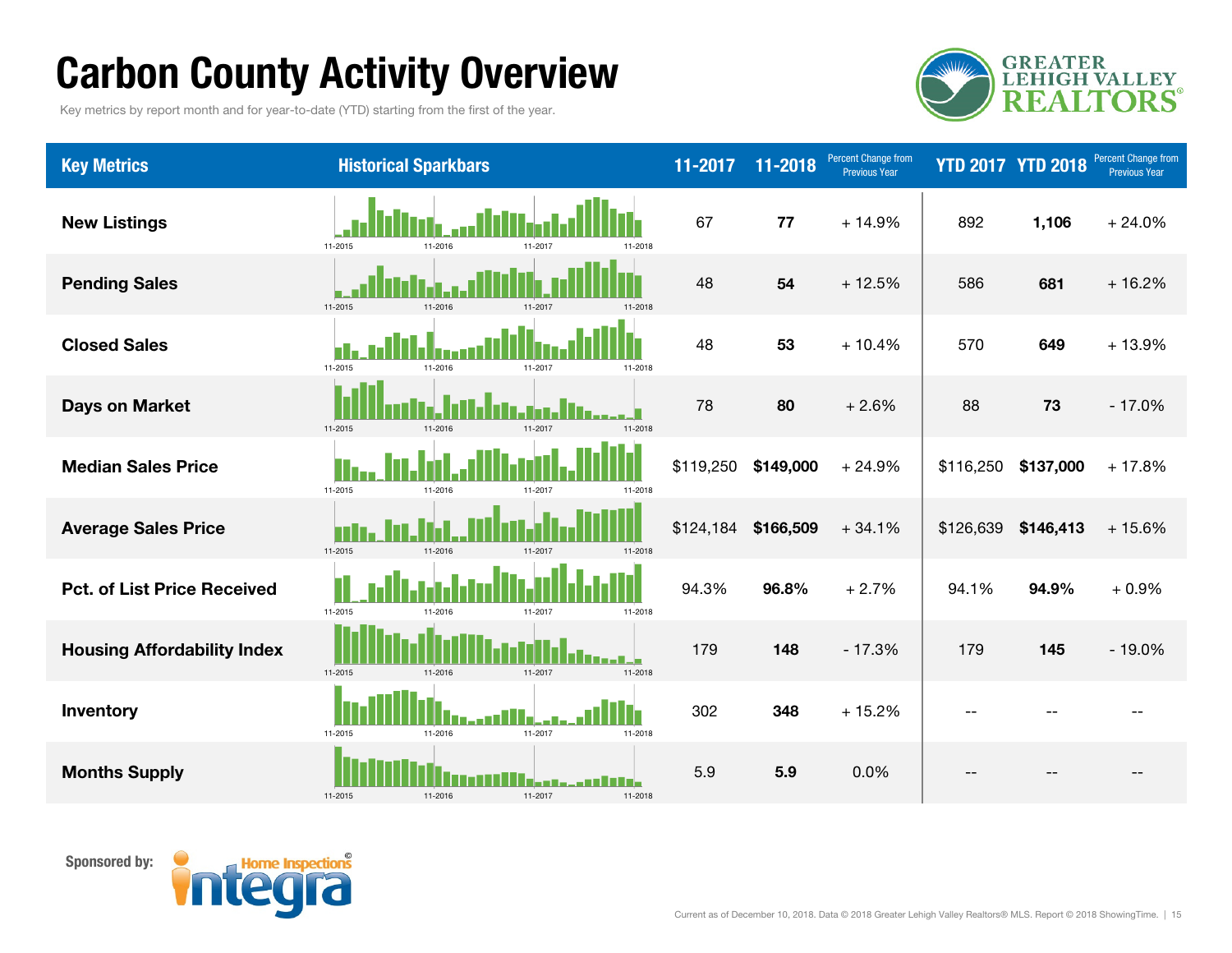# Carbon County Activity Overview

Key metrics by report month and for year-to-date (YTD) starting from the first of the year.

GREATER LEHIGH VALLEY REALTORS®

| Key Metrics | Historical Sparkbars | 11-2017 | 11-2018 | Percent Change from Previous Year | YTD 2017 | YTD 2018 | Percent Change from Previous Year |
|---|---|---|---|---|---|---|---|
| **New Listings** | 11-2015 11-2016 11-2017 11-2018 | 67 | **77** | + 14.9% | 892 | **1,106** | + 24.0% |
| **Pending Sales** | 11-2015 11-2016 11-2017 11-2018 | 48 | **54** | + 12.5% | 586 | **681** | + 16.2% |
| **Closed Sales** | 11-2015 11-2016 11-2017 11-2018 | 48 | **53** | + 10.4% | 570 | **649** | + 13.9% |
| **Days on Market** | 11-2015 11-2016 11-2017 11-2018 | 78 | **80** | + 2.6% | 88 | **73** | - 17.0% |
| **Median Sales Price** | 11-2015 11-2016 11-2017 11-2018 | $119,250 | **$149,000** | + 24.9% | $116,250 | **$137,000** | + 17.8% |
| **Average Sales Price** | 11-2015 11-2016 11-2017 11-2018 | $124,184 | **$166,509** | + 34.1% | $126,639 | **$146,413** | + 15.6% |
| **Pct. of List Price Received** | 11-2015 11-2016 11-2017 11-2018 | 94.3% | **96.8%** | + 2.7% | 94.1% | **94.9%** | + 0.9% |
| **Housing Affordability Index** | 11-2015 11-2016 11-2017 11-2018 | 179 | **148** | - 17.3% | 179 | **145** | - 19.0% |
| **Inventory** | 11-2015 11-2016 11-2017 11-2018 | 302 | **348** | + 15.2% | -- | -- | -- |
| **Months Supply** | 11-2015 11-2016 11-2017 11-2018 | 5.9 | **5.9** | 0.0% | -- | -- | -- |

Sponsored by: Integra Home Inspections©

Current as of December 10, 2018. Data © 2018 Greater Lehigh Valley Realtors® MLS. Report © 2018 ShowingTime.